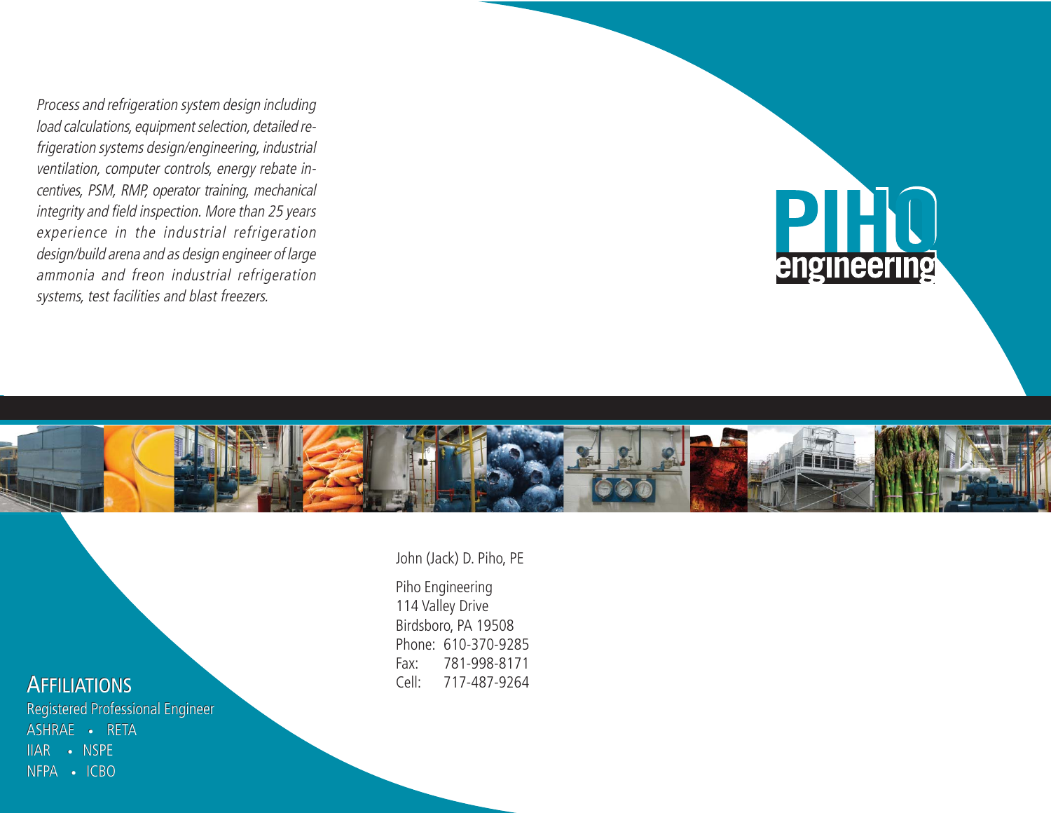*Process and refrigeration system design including load calculations, equipment selection, detailed refrigeration systems design/engineering, industrial ventilation, computer controls, energy rebate incentives, PSM, RMP, operator training, mechanical integrity and field inspection. More than 25 years experience in the industrial refrigeration design/build arena and as design engineer of large ammonia and freon industrial refrigeration systems, test facilities and blast freezers.*

# PIHO engineering

John (Jack) D. Piho, PE

Piho Engineering
114 Valley Drive
Birdsboro, PA 19508
Phone: 610-370-9285
Fax: 781-998-8171
Cell: 717-487-9264

## Affiliations

Registered Professional Engineer
ASHRAE • RETA
IIAR • NSPE
NFPA • ICBO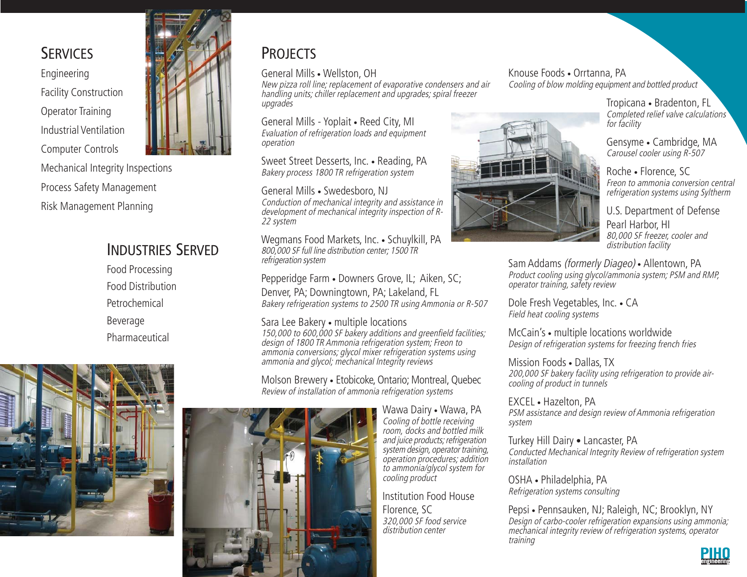## Services

- Engineering
- Facility Construction
- Operator Training
- Industrial Ventilation
- Computer Controls
- Mechanical Integrity Inspections
- Process Safety Management
- Risk Management Planning

## Industries Served

- Food Processing
- Food Distribution
- Petrochemical
- Beverage
- Pharmaceutical

## Projects

General Mills • Wellston, OH
*New pizza roll line; replacement of evaporative condensers and air handling units; chiller replacement and upgrades; spiral freezer upgrades*

General Mills - Yoplait • Reed City, MI
*Evaluation of refrigeration loads and equipment operation*

Sweet Street Desserts, Inc. • Reading, PA
*Bakery process 1800 TR refrigeration system*

General Mills • Swedesboro, NJ
*Conduction of mechanical integrity and assistance in development of mechanical integrity inspection of R-22 system*

Wegmans Food Markets, Inc. • Schuylkill, PA
*800,000 SF full line distribution center; 1500 TR refrigeration system*

Pepperidge Farm • Downers Grove, IL; Aiken, SC; Denver, PA; Downingtown, PA; Lakeland, FL
*Bakery refrigeration systems to 2500 TR using Ammonia or R-507*

Sara Lee Bakery • multiple locations
*150,000 to 600,000 SF bakery additions and greenfield facilities; design of 1800 TR Ammonia refrigeration system; Freon to ammonia conversions; glycol mixer refrigeration systems using ammonia and glycol; mechanical Integrity reviews*

Molson Brewery • Etobicoke, Ontario; Montreal, Quebec
*Review of installation of ammonia refrigeration systems*

Wawa Dairy • Wawa, PA
*Cooling of bottle receiving room, docks and bottled milk and juice products; refrigeration system design, operator training, operation procedures; addition to ammonia/glycol system for cooling product*

Institution Food House
Florence, SC
*320,000 SF food service distribution center*

Knouse Foods • Orrtanna, PA
*Cooling of blow molding equipment and bottled product*

Tropicana • Bradenton, FL
*Completed relief valve calculations for facility*

Gensyme • Cambridge, MA
*Carousel cooler using R-507*

Roche • Florence, SC
*Freon to ammonia conversion central refrigeration systems using Syltherm*

U.S. Department of Defense
Pearl Harbor, HI
*80,000 SF freezer, cooler and distribution facility*

Sam Addams *(formerly Diageo)* • Allentown, PA
*Product cooling using glycol/ammonia system; PSM and RMP, operator training, safety review*

Dole Fresh Vegetables, Inc. • CA
*Field heat cooling systems*

McCain's • multiple locations worldwide
*Design of refrigeration systems for freezing french fries*

Mission Foods • Dallas, TX
*200,000 SF bakery facility using refrigeration to provide air-cooling of product in tunnels*

EXCEL • Hazelton, PA
*PSM assistance and design review of Ammonia refrigeration system*

Turkey Hill Dairy • Lancaster, PA
*Conducted Mechanical Integrity Review of refrigeration system installation*

OSHA • Philadelphia, PA
*Refrigeration systems consulting*

Pepsi • Pennsauken, NJ; Raleigh, NC; Brooklyn, NY
*Design of carbo-cooler refrigeration expansions using ammonia; mechanical integrity review of refrigeration systems, operator training*

PIHO engineering